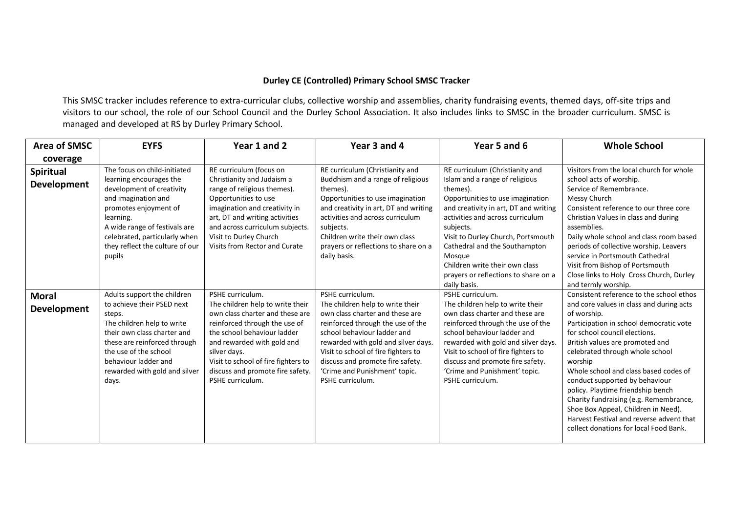**Durley CE (Controlled) Primary School SMSC Tracker**

This SMSC tracker includes reference to extra-curricular clubs, collective worship and assemblies, charity fundraising events, themed days, off-site trips and visitors to our school, the role of our School Council and the Durley School Association. It also includes links to SMSC in the broader curriculum. SMSC is managed and developed at RS by Durley Primary School.

| Area of SMSC coverage | EYFS | Year 1 and 2 | Year 3 and 4 | Year 5 and 6 | Whole School |
|---|---|---|---|---|---|
| **Spiritual Development** | The focus on child-initiated learning encourages the development of creativity and imagination and promotes enjoyment of learning.<br>A wide range of festivals are celebrated, particularly when they reflect the culture of our pupils | RE curriculum (focus on Christianity and Judaism a range of religious themes).<br>Opportunities to use imagination and creativity in art, DT and writing activities and across curriculum subjects.<br>Visit to Durley Church<br>Visits from Rector and Curate | RE curriculum (Christianity and Buddhism and a range of religious themes).<br>Opportunities to use imagination and creativity in art, DT and writing activities and across curriculum subjects.<br>Children write their own class prayers or reflections to share on a daily basis. | RE curriculum (Christianity and Islam and a range of religious themes).<br>Opportunities to use imagination and creativity in art, DT and writing activities and across curriculum subjects.<br>Visit to Durley Church, Portsmouth Cathedral and the Southampton Mosque<br>Children write their own class prayers or reflections to share on a daily basis. | Visitors from the local church for whole school acts of worship.<br>Service of Remembrance.<br>Messy Church<br>Consistent reference to our three core Christian Values in class and during assemblies.<br>Daily whole school and class room based periods of collective worship. Leavers service in Portsmouth Cathedral<br>Visit from Bishop of Portsmouth<br>Close links to Holy Cross Church, Durley and termly worship. |
| **Moral Development** | Adults support the children to achieve their PSED next steps.<br>The children help to write their own class charter and these are reinforced through the use of the school behaviour ladder and rewarded with gold and silver days. | PSHE curriculum.<br>The children help to write their own class charter and these are reinforced through the use of the school behaviour ladder and rewarded with gold and silver days.<br>Visit to school of fire fighters to discuss and promote fire safety.<br>PSHE curriculum. | PSHE curriculum.<br>The children help to write their own class charter and these are reinforced through the use of the school behaviour ladder and rewarded with gold and silver days.<br>Visit to school of fire fighters to discuss and promote fire safety.<br>'Crime and Punishment' topic.<br>PSHE curriculum. | PSHE curriculum.<br>The children help to write their own class charter and these are reinforced through the use of the school behaviour ladder and rewarded with gold and silver days.<br>Visit to school of fire fighters to discuss and promote fire safety.<br>'Crime and Punishment' topic.<br>PSHE curriculum. | Consistent reference to the school ethos and core values in class and during acts of worship.<br>Participation in school democratic vote for school council elections.<br>British values are promoted and celebrated through whole school worship<br>Whole school and class based codes of conduct supported by behaviour policy. Playtime friendship bench<br>Charity fundraising (e.g. Remembrance, Shoe Box Appeal, Children in Need).<br>Harvest Festival and reverse advent that collect donations for local Food Bank. |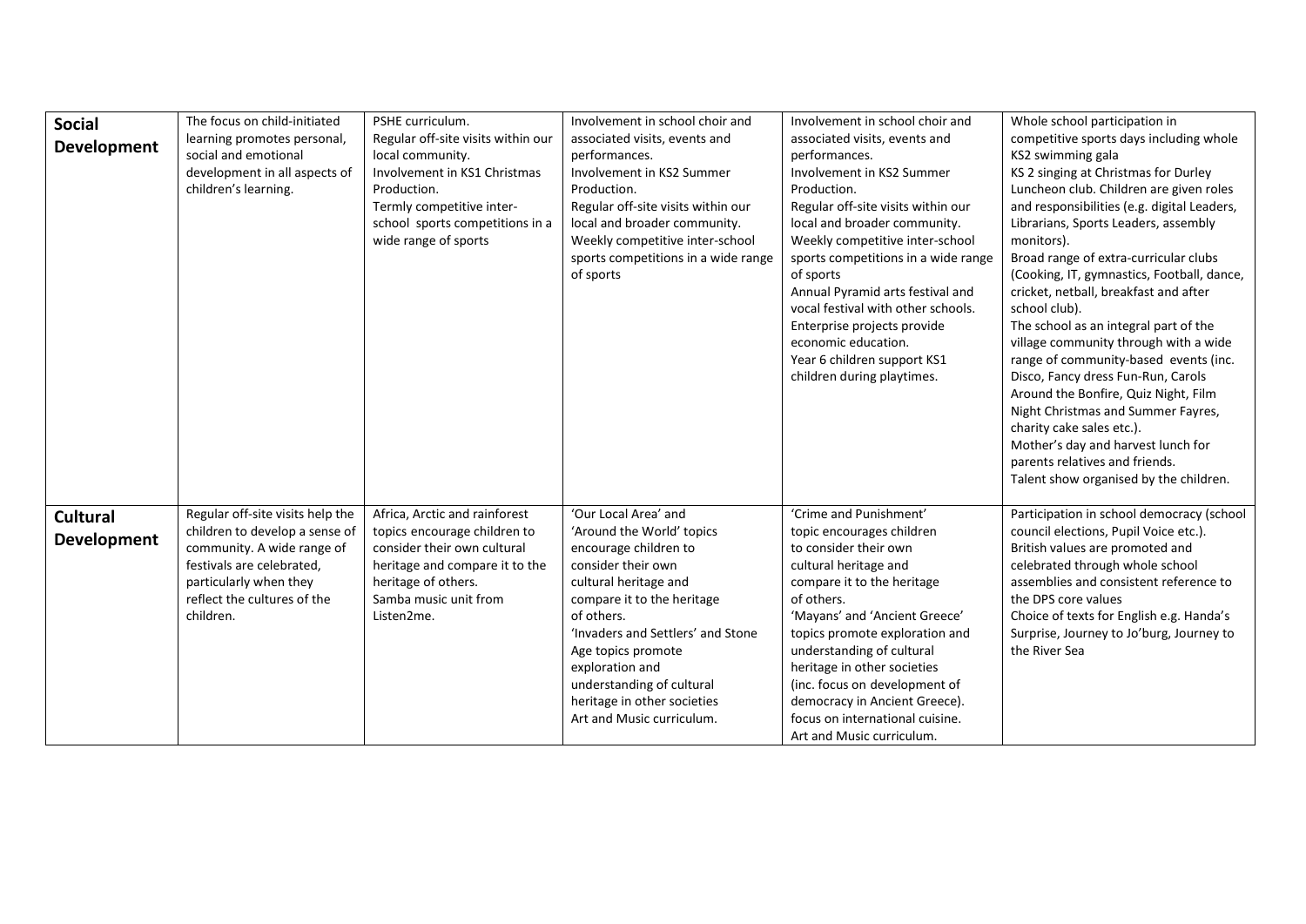| | | | | | |
|---|---|---|---|---|---|
| **Social Development** | The focus on child-initiated learning promotes personal, social and emotional development in all aspects of children's learning. | PSHE curriculum.<br>Regular off-site visits within our local community.<br>Involvement in KS1 Christmas Production.<br>Termly competitive inter-school sports competitions in a wide range of sports | Involvement in school choir and associated visits, events and performances.<br>Involvement in KS2 Summer Production.<br>Regular off-site visits within our local and broader community.<br>Weekly competitive inter-school sports competitions in a wide range of sports | Involvement in school choir and associated visits, events and performances.<br>Involvement in KS2 Summer Production.<br>Regular off-site visits within our local and broader community.<br>Weekly competitive inter-school sports competitions in a wide range of sports<br>Annual Pyramid arts festival and vocal festival with other schools.<br>Enterprise projects provide economic education.<br>Year 6 children support KS1 children during playtimes. | Whole school participation in competitive sports days including whole KS2 swimming gala<br>KS 2 singing at Christmas for Durley Luncheon club. Children are given roles and responsibilities (e.g. digital Leaders, Librarians, Sports Leaders, assembly monitors).<br>Broad range of extra-curricular clubs (Cooking, IT, gymnastics, Football, dance, cricket, netball, breakfast and after school club).<br>The school as an integral part of the village community through with a wide range of community-based events (inc. Disco, Fancy dress Fun-Run, Carols Around the Bonfire, Quiz Night, Film Night Christmas and Summer Fayres, charity cake sales etc.).<br>Mother's day and harvest lunch for parents relatives and friends.<br>Talent show organised by the children. |
| **Cultural Development** | Regular off-site visits help the children to develop a sense of community. A wide range of festivals are celebrated, particularly when they reflect the cultures of the children. | Africa, Arctic and rainforest topics encourage children to consider their own cultural heritage and compare it to the heritage of others.<br>Samba music unit from Listen2me. | 'Our Local Area' and 'Around the World' topics encourage children to consider their own cultural heritage and compare it to the heritage of others.<br>'Invaders and Settlers' and Stone Age topics promote exploration and understanding of cultural heritage in other societies<br>Art and Music curriculum. | 'Crime and Punishment' topic encourages children to consider their own cultural heritage and compare it to the heritage of others.<br>'Mayans' and 'Ancient Greece' topics promote exploration and understanding of cultural heritage in other societies (inc. focus on development of democracy in Ancient Greece).<br>focus on international cuisine.<br>Art and Music curriculum. | Participation in school democracy (school council elections, Pupil Voice etc.).<br>British values are promoted and celebrated through whole school assemblies and consistent reference to the DPS core values<br>Choice of texts for English e.g. Handa's Surprise, Journey to Jo'burg, Journey to the River Sea |